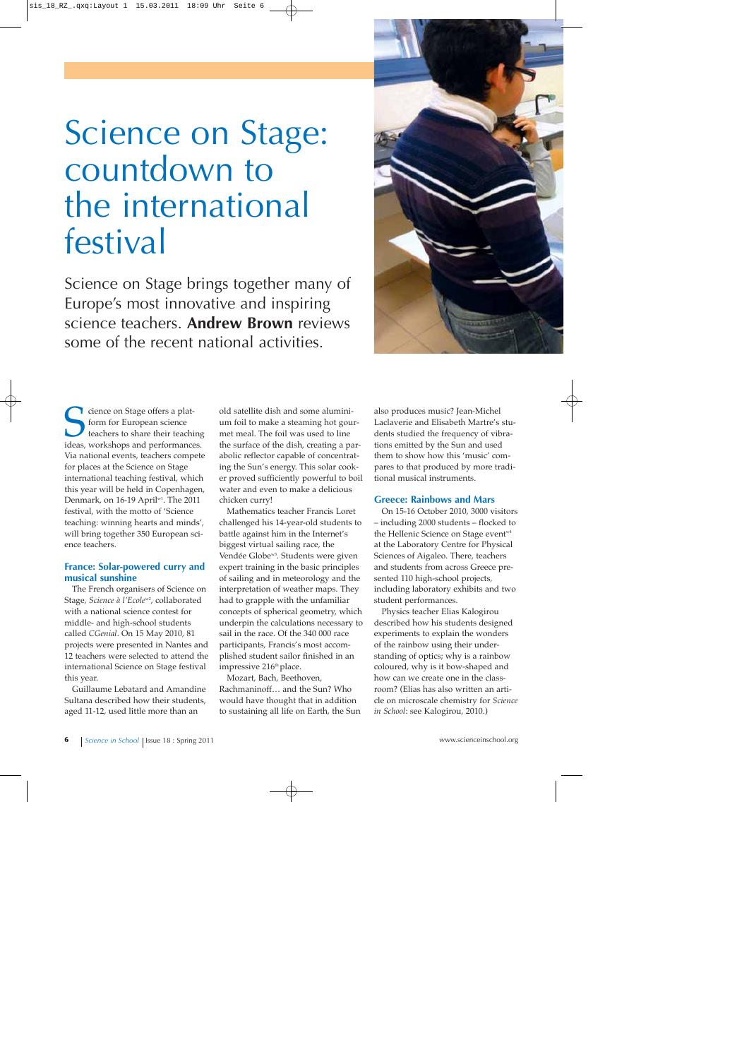# Science on Stage: countdown to the international festival

Science on Stage brings together many of Europe's most innovative and inspiring science teachers. **Andrew Brown** reviews some of the recent national activities.

Science on Stage offers a platform for European science teachers to share their teaching ideas, workshops and performances. Via national events, teachers compete for places at the Science on Stage international teaching festival, which this year will be held in Copenhagen, Denmark, on 16-19 April[w1]. The 2011 festival, with the motto of 'Science teaching: winning hearts and minds', will bring together 350 European science teachers.

### France: Solar-powered curry and musical sunshine

The French organisers of Science on Stage, *Science à l'Ecole*[w2], collaborated with a national science contest for middle- and high-school students called *CGenial*. On 15 May 2010, 81 projects were presented in Nantes and 12 teachers were selected to attend the international Science on Stage festival this year.

Guillaume Lebatard and Amandine Sultana described how their students, aged 11-12, used little more than an old satellite dish and some aluminium foil to make a steaming hot gourmet meal. The foil was used to line the surface of the dish, creating a parabolic reflector capable of concentrating the Sun's energy. This solar cooker proved sufficiently powerful to boil water and even to make a delicious chicken curry!

Mathematics teacher Francis Loret challenged his 14-year-old students to battle against him in the Internet's biggest virtual sailing race, the Vendée Globe[w3]. Students were given expert training in the basic principles of sailing and in meteorology and the interpretation of weather maps. They had to grapple with the unfamiliar concepts of spherical geometry, which underpin the calculations necessary to sail in the race. Of the 340 000 race participants, Francis's most accomplished student sailor finished in an impressive 216th place.

Mozart, Bach, Beethoven, Rachmaninoff… and the Sun? Who would have thought that in addition to sustaining all life on Earth, the Sun also produces music? Jean-Michel Laclaverie and Elisabeth Martre's students studied the frequency of vibrations emitted by the Sun and used them to show how this 'music' compares to that produced by more traditional musical instruments.

### Greece: Rainbows and Mars

On 15-16 October 2010, 3000 visitors – including 2000 students – flocked to the Hellenic Science on Stage event[w4] at the Laboratory Centre for Physical Sciences of Aigaleo. There, teachers and students from across Greece presented 110 high-school projects, including laboratory exhibits and two student performances.

Physics teacher Elias Kalogirou described how his students designed experiments to explain the wonders of the rainbow using their understanding of optics; why is a rainbow coloured, why is it bow-shaped and how can we create one in the classroom? (Elias has also written an article on microscale chemistry for *Science in School*: see Kalogirou, 2010.)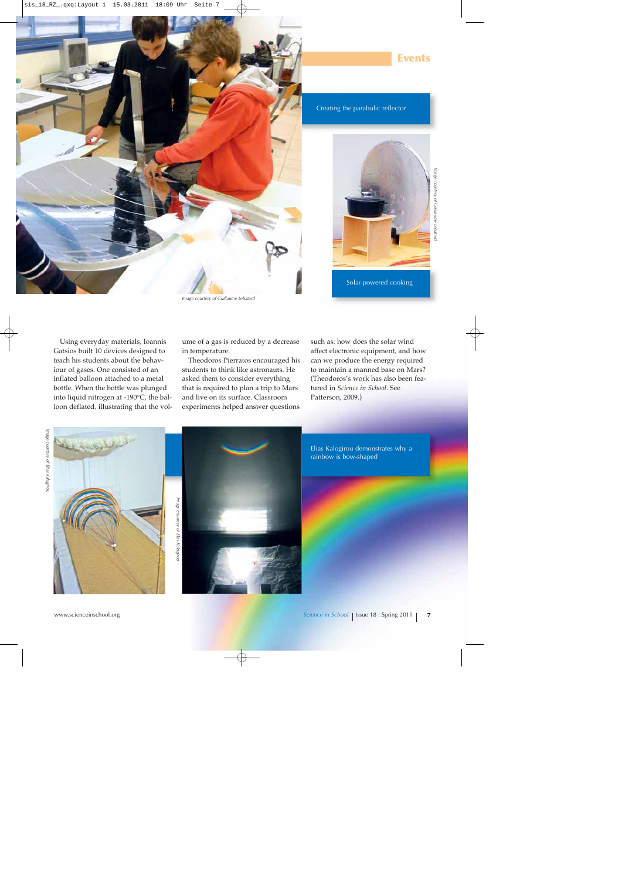Creating the parabolic reflector

Image courtesy of Guillaume Lebatard

Solar-powered cooking

Image courtesy of Guillaume Lebatard

Using everyday materials, Ioannis Gatsios built 10 devices designed to teach his students about the behaviour of gases. One consisted of an inflated balloon attached to a metal bottle. When the bottle was plunged into liquid nitrogen at -190°C, the balloon deflated, illustrating that the volume of a gas is reduced by a decrease in temperature.

Theodoros Pierratos encouraged his students to think like astronauts. He asked them to consider everything that is required to plan a trip to Mars and live on its surface. Classroom experiments helped answer questions such as: how does the solar wind affect electronic equipment, and how can we produce the energy required to maintain a manned base on Mars? (Theodoros's work has also been featured in *Science in School*. See Patterson, 2009.)

Image courtesy of Elias Kalogirou

Image courtesy of Elias Kalogirou

Elias Kalogirou demonstrates why a rainbow is bow-shaped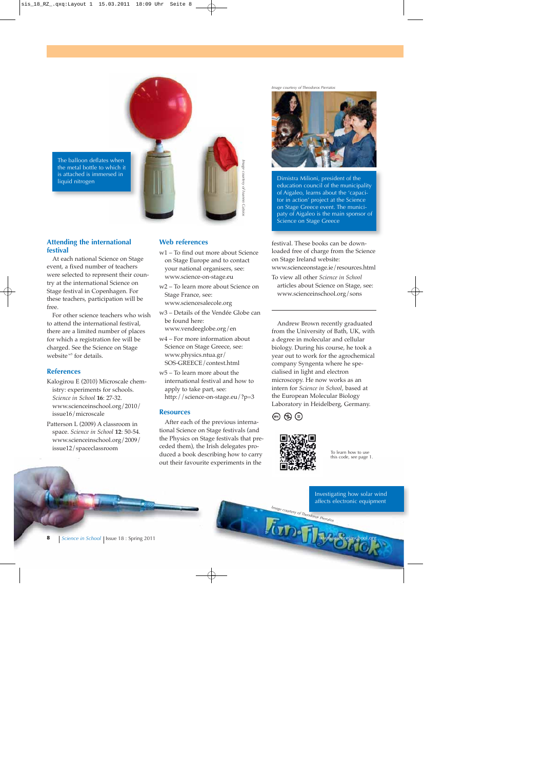The balloon deflates when the metal bottle to which it is attached is immersed in liquid nitrogen

*Image courtesy of Ioannis Caltsos*

*Image courtesy of Theodoros Pierratos*

Dimistra Milioni, president of the education council of the municipality of Aigaleo, learns about the 'capacitor in action' project at the Science on Stage Greece event. The municipaty of Aigaleo is the main sponsor of Science on Stage Greece

## Attending the international festival

At each national Science on Stage event, a fixed number of teachers were selected to represent their country at the international Science on Stage festival in Copenhagen. For these teachers, participation will be free.

For other science teachers who wish to attend the international festival, there are a limited number of places for which a registration fee will be charged. See the Science on Stage website[w5] for details.

## References

Kalogirou E (2010) Microscale chemistry: experiments for schools. *Science in School* **16**: 27-32. www.scienceinschool.org/2010/issue16/microscale

Patterson L (2009) A classroom in space. *Science in School* **12**: 50-54. www.scienceinschool.org/2009/issue12/spaceclassroom

## Web references

w1 – To find out more about Science on Stage Europe and to contact your national organisers, see: www.science-on-stage.eu

w2 – To learn more about Science on Stage France, see: www.sciencesalecole.org

w3 – Details of the Vendée Globe can be found here: www.vendeeglobe.org/en

w4 – For more information about Science on Stage Greece, see: www.physics.ntua.gr/SOS-GREECE/contest.html

w5 – To learn more about the international festival and how to apply to take part, see: http://science-on-stage.eu/?p=3

## Resources

After each of the previous international Science on Stage festivals (and the Physics on Stage festivals that preceded them), the Irish delegates produced a book describing how to carry out their favourite experiments in the festival. These books can be downloaded free of charge from the Science on Stage Ireland website: www.scienceonstage.ie/resources.html

To view all other *Science in School* articles about Science on Stage, see: www.scienceinschool.org/sons

---

Andrew Brown recently graduated from the University of Bath, UK, with a degree in molecular and cellular biology. During his course, he took a year out to work for the agrochemical company Syngenta where he specialised in light and electron microscopy. He now works as an intern for *Science in School*, based at the European Molecular Biology Laboratory in Heidelberg, Germany.

To learn how to use this code, see page 1.

Investigating how solar wind affects electronic equipment

*Image courtesy of Theodoros Pierratos*